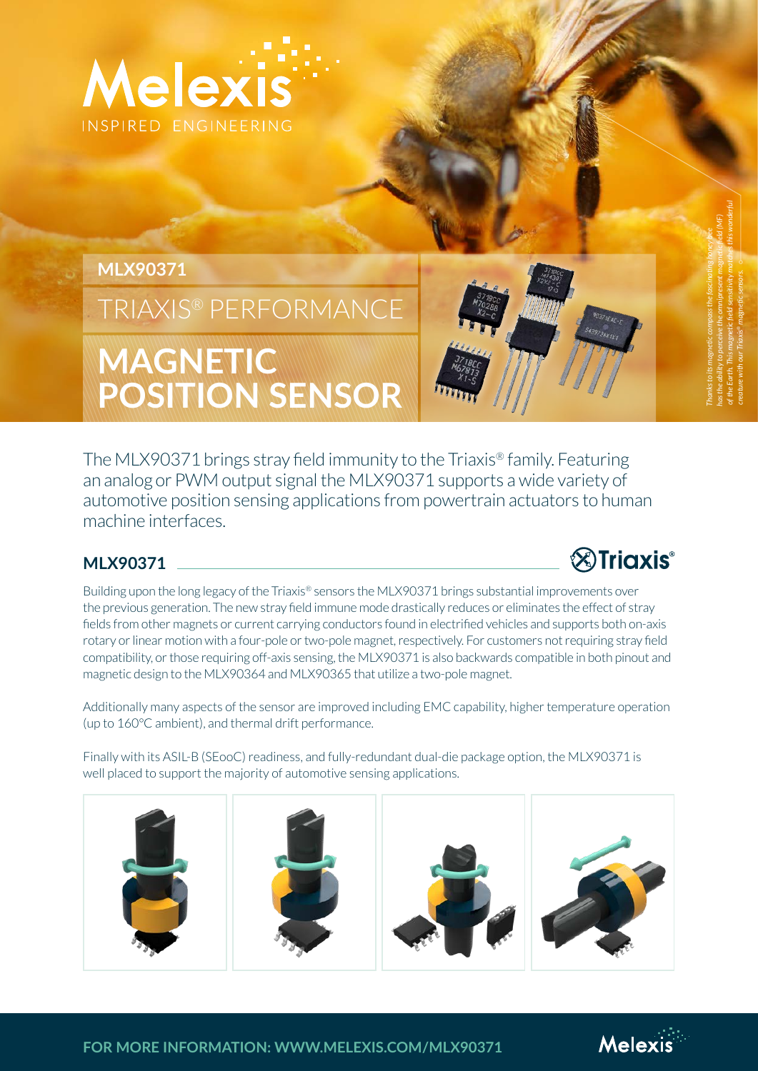# MLX90371

## TRIAXIS® PERFORMANCE

# MAGNETIC POSITION SENSOR

*Thanks to its magnetic compass the fascinating honeybee has the ability to perceive the omnipresent magnetic field (MF) of the Earth. This magnetic field sensitivity motivates this wonderful creature with our Triaxis® magnetic sensors.*

The MLX90371 brings stray field immunity to the Triaxis® family. Featuring an analog or PWM output signal the MLX90371 supports a wide variety of automotive position sensing applications from powertrain actuators to human machine interfaces.

## MLX90371

Building upon the long legacy of the Triaxis® sensors the MLX90371 brings substantial improvements over the previous generation. The new stray field immune mode drastically reduces or eliminates the effect of stray fields from other magnets or current carrying conductors found in electrified vehicles and supports both on-axis rotary or linear motion with a four-pole or two-pole magnet, respectively. For customers not requiring stray field compatibility, or those requiring off-axis sensing, the MLX90371 is also backwards compatible in both pinout and magnetic design to the MLX90364 and MLX90365 that utilize a two-pole magnet.

Additionally many aspects of the sensor are improved including EMC capability, higher temperature operation (up to 160°C ambient), and thermal drift performance.

Finally with its ASIL-B (SEooC) readiness, and fully-redundant dual-die package option, the MLX90371 is well placed to support the majority of automotive sensing applications.

**FOR MORE INFORMATION: WWW.MELEXIS.COM/MLX90371**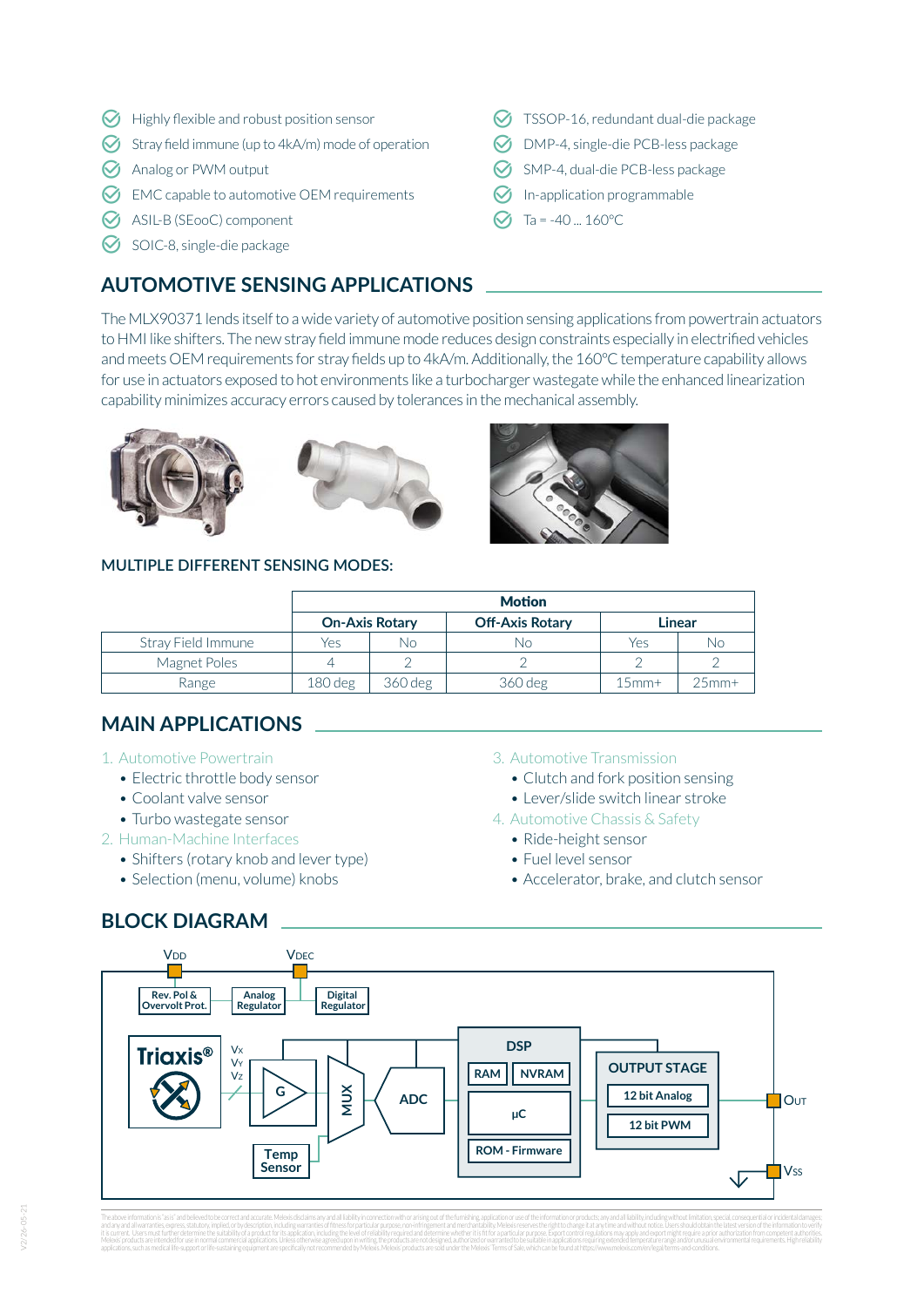- Highly flexible and robust position sensor
- Stray field immune (up to 4kA/m) mode of operation
- Analog or PWM output
- EMC capable to automotive OEM requirements
- ASIL-B (SEooC) component
- SOIC-8, single-die package
- TSSOP-16, redundant dual-die package
- DMP-4, single-die PCB-less package
- SMP-4, dual-die PCB-less package
- In-application programmable
- Ta = -40 ... 160°C

## AUTOMOTIVE SENSING APPLICATIONS

The MLX90371 lends itself to a wide variety of automotive position sensing applications from powertrain actuators to HMI like shifters. The new stray field immune mode reduces design constraints especially in electrified vehicles and meets OEM requirements for stray fields up to 4kA/m. Additionally, the 160°C temperature capability allows for use in actuators exposed to hot environments like a turbocharger wastegate while the enhanced linearization capability minimizes accuracy errors caused by tolerances in the mechanical assembly.

### MULTIPLE DIFFERENT SENSING MODES:

| | Motion | | | | |
|---|---|---|---|---|---|
| | On-Axis Rotary | | Off-Axis Rotary | Linear | |
| Stray Field Immune | Yes | No | No | Yes | No |
| Magnet Poles | 4 | 2 | 2 | 2 | 2 |
| Range | 180 deg | 360 deg | 360 deg | 15mm+ | 25mm+ |

## MAIN APPLICATIONS

1. Automotive Powertrain
   - Electric throttle body sensor
   - Coolant valve sensor
   - Turbo wastegate sensor
2. Human-Machine Interfaces
   - Shifters (rotary knob and lever type)
   - Selection (menu, volume) knobs
3. Automotive Transmission
   - Clutch and fork position sensing
   - Lever/slide switch linear stroke
4. Automotive Chassis & Safety
   - Ride-height sensor
   - Fuel level sensor
   - Accelerator, brake, and clutch sensor

## BLOCK DIAGRAM

VDD
VDEC
Rev. Pol & Overvolt Prot.
Analog Regulator
Digital Regulator
Triaxis®
Vx
Vy
Vz
G
MUX
ADC
Temp Sensor
DSP
RAM
NVRAM
µC
ROM - Firmware
OUTPUT STAGE
12 bit Analog
12 bit PWM
OUT
VSS